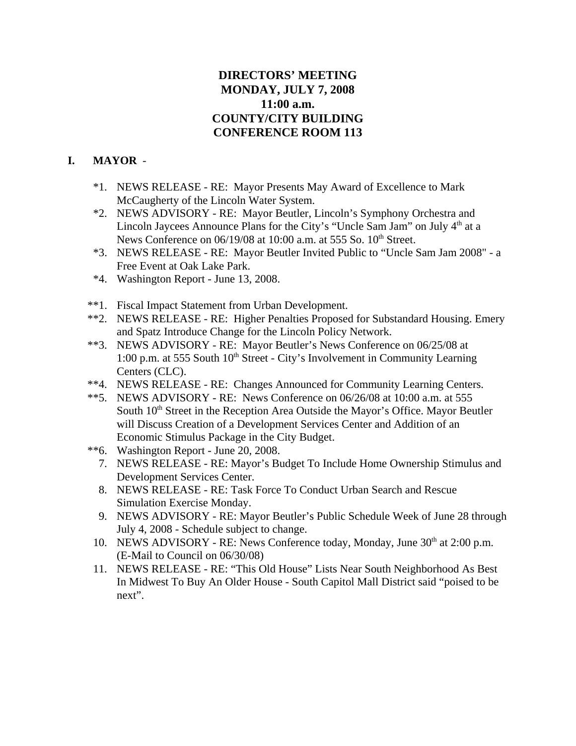# DIRECTORS' MEETING
# MONDAY, JULY 7, 2008
# 11:00 a.m.
# COUNTY/CITY BUILDING
# CONFERENCE ROOM 113

## I. MAYOR -

*1. NEWS RELEASE - RE: Mayor Presents May Award of Excellence to Mark McCaugherty of the Lincoln Water System.

*2. NEWS ADVISORY - RE: Mayor Beutler, Lincoln's Symphony Orchestra and Lincoln Jaycees Announce Plans for the City's "Uncle Sam Jam" on July 4th at a News Conference on 06/19/08 at 10:00 a.m. at 555 So. 10th Street.

*3. NEWS RELEASE - RE: Mayor Beutler Invited Public to "Uncle Sam Jam 2008" - a Free Event at Oak Lake Park.

*4. Washington Report - June 13, 2008.

**1. Fiscal Impact Statement from Urban Development.

**2. NEWS RELEASE - RE: Higher Penalties Proposed for Substandard Housing. Emery and Spatz Introduce Change for the Lincoln Policy Network.

**3. NEWS ADVISORY - RE: Mayor Beutler's News Conference on 06/25/08 at 1:00 p.m. at 555 South 10th Street - City's Involvement in Community Learning Centers (CLC).

**4. NEWS RELEASE - RE: Changes Announced for Community Learning Centers.

**5. NEWS ADVISORY - RE: News Conference on 06/26/08 at 10:00 a.m. at 555 South 10th Street in the Reception Area Outside the Mayor's Office. Mayor Beutler will Discuss Creation of a Development Services Center and Addition of an Economic Stimulus Package in the City Budget.

**6. Washington Report - June 20, 2008.

7. NEWS RELEASE - RE: Mayor's Budget To Include Home Ownership Stimulus and Development Services Center.

8. NEWS RELEASE - RE: Task Force To Conduct Urban Search and Rescue Simulation Exercise Monday.

9. NEWS ADVISORY - RE: Mayor Beutler's Public Schedule Week of June 28 through July 4, 2008 - Schedule subject to change.

10. NEWS ADVISORY - RE: News Conference today, Monday, June 30th at 2:00 p.m. (E-Mail to Council on 06/30/08)

11. NEWS RELEASE - RE: "This Old House" Lists Near South Neighborhood As Best In Midwest To Buy An Older House - South Capitol Mall District said "poised to be next".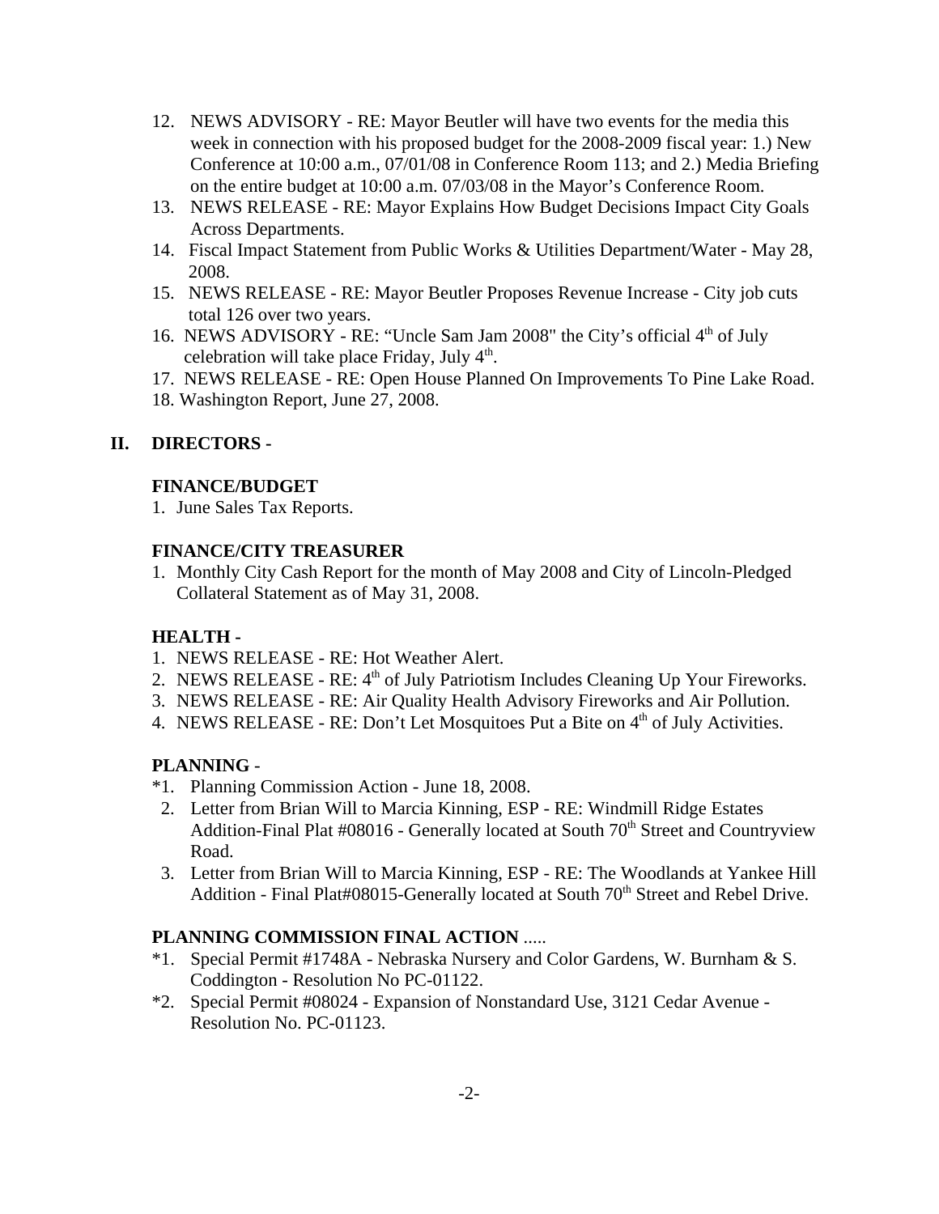12. NEWS ADVISORY - RE: Mayor Beutler will have two events for the media this week in connection with his proposed budget for the 2008-2009 fiscal year: 1.) New Conference at 10:00 a.m., 07/01/08 in Conference Room 113; and 2.) Media Briefing on the entire budget at 10:00 a.m. 07/03/08 in the Mayor's Conference Room.
13. NEWS RELEASE - RE: Mayor Explains How Budget Decisions Impact City Goals Across Departments.
14. Fiscal Impact Statement from Public Works & Utilities Department/Water - May 28, 2008.
15. NEWS RELEASE - RE: Mayor Beutler Proposes Revenue Increase - City job cuts total 126 over two years.
16. NEWS ADVISORY - RE: "Uncle Sam Jam 2008" the City's official 4th of July celebration will take place Friday, July 4th.
17. NEWS RELEASE - RE: Open House Planned On Improvements To Pine Lake Road.
18. Washington Report, June 27, 2008.

## II. DIRECTORS -

### FINANCE/BUDGET

1. June Sales Tax Reports.

### FINANCE/CITY TREASURER

1. Monthly City Cash Report for the month of May 2008 and City of Lincoln-Pledged Collateral Statement as of May 31, 2008.

### HEALTH -

1. NEWS RELEASE - RE: Hot Weather Alert.
2. NEWS RELEASE - RE: 4th of July Patriotism Includes Cleaning Up Your Fireworks.
3. NEWS RELEASE - RE: Air Quality Health Advisory Fireworks and Air Pollution.
4. NEWS RELEASE - RE: Don't Let Mosquitoes Put a Bite on 4th of July Activities.

### PLANNING -

*1. Planning Commission Action - June 18, 2008.
 2. Letter from Brian Will to Marcia Kinning, ESP - RE: Windmill Ridge Estates Addition-Final Plat #08016 - Generally located at South 70th Street and Countryview Road.
 3. Letter from Brian Will to Marcia Kinning, ESP - RE: The Woodlands at Yankee Hill Addition - Final Plat#08015-Generally located at South 70th Street and Rebel Drive.

### PLANNING COMMISSION FINAL ACTION .....

*1. Special Permit #1748A - Nebraska Nursery and Color Gardens, W. Burnham & S. Coddington - Resolution No PC-01122.
*2. Special Permit #08024 - Expansion of Nonstandard Use, 3121 Cedar Avenue - Resolution No. PC-01123.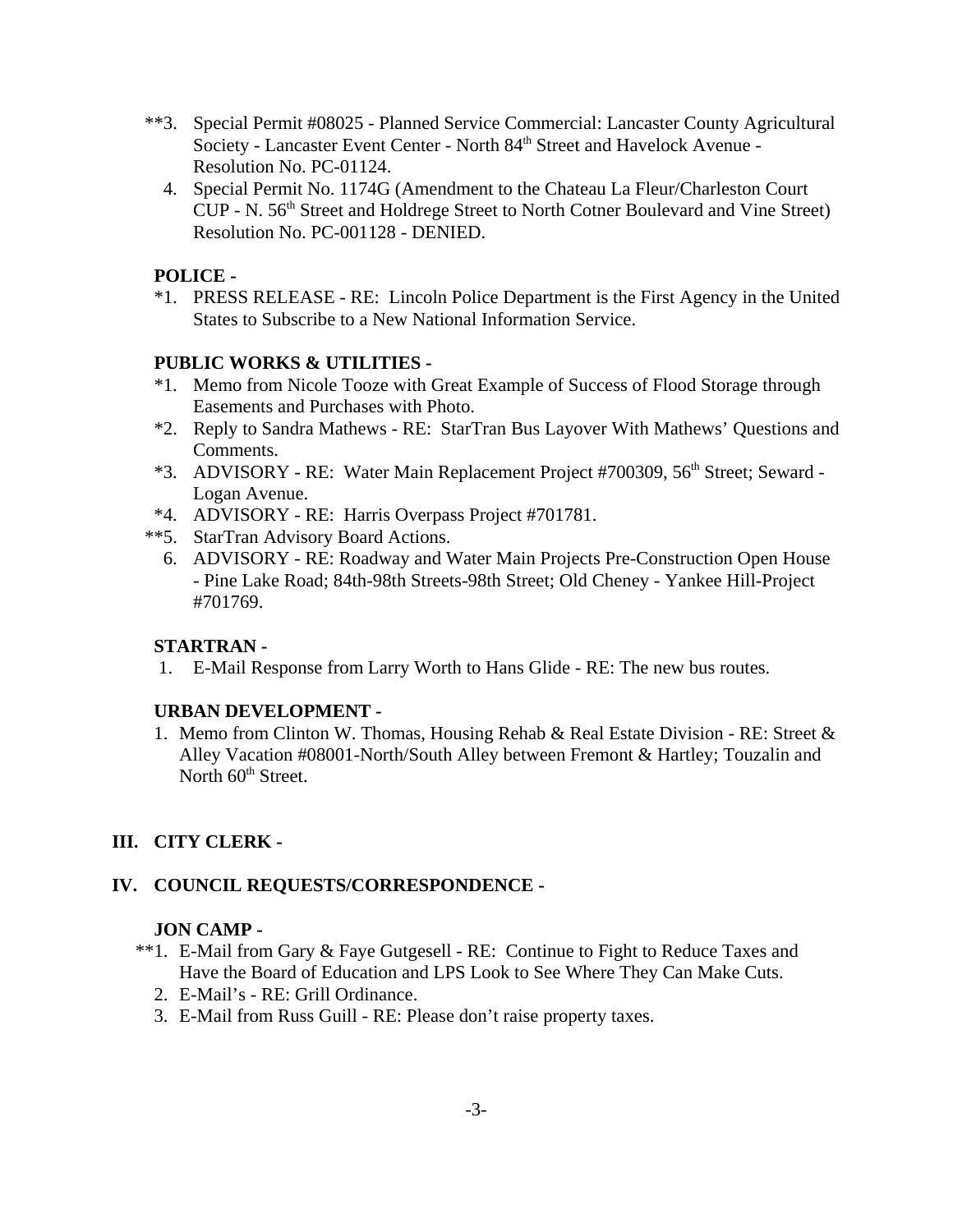**3. Special Permit #08025 - Planned Service Commercial: Lancaster County Agricultural Society - Lancaster Event Center - North 84th Street and Havelock Avenue - Resolution No. PC-01124.

4. Special Permit No. 1174G (Amendment to the Chateau La Fleur/Charleston Court CUP - N. 56th Street and Holdrege Street to North Cotner Boulevard and Vine Street) Resolution No. PC-001128 - DENIED.

**POLICE -**

*1. PRESS RELEASE - RE: Lincoln Police Department is the First Agency in the United States to Subscribe to a New National Information Service.

**PUBLIC WORKS & UTILITIES -**

*1. Memo from Nicole Tooze with Great Example of Success of Flood Storage through Easements and Purchases with Photo.

*2. Reply to Sandra Mathews - RE: StarTran Bus Layover With Mathews' Questions and Comments.

*3. ADVISORY - RE: Water Main Replacement Project #700309, 56th Street; Seward - Logan Avenue.

*4. ADVISORY - RE: Harris Overpass Project #701781.

**5. StarTran Advisory Board Actions.

6. ADVISORY - RE: Roadway and Water Main Projects Pre-Construction Open House - Pine Lake Road; 84th-98th Streets-98th Street; Old Cheney - Yankee Hill-Project #701769.

**STARTRAN -**

1. E-Mail Response from Larry Worth to Hans Glide - RE: The new bus routes.

**URBAN DEVELOPMENT -**

1. Memo from Clinton W. Thomas, Housing Rehab & Real Estate Division - RE: Street & Alley Vacation #08001-North/South Alley between Fremont & Hartley; Touzalin and North 60th Street.

## III. CITY CLERK -

## IV. COUNCIL REQUESTS/CORRESPONDENCE -

**JON CAMP -**

**1. E-Mail from Gary & Faye Gutgesell - RE: Continue to Fight to Reduce Taxes and Have the Board of Education and LPS Look to See Where They Can Make Cuts.

2. E-Mail's - RE: Grill Ordinance.

3. E-Mail from Russ Guill - RE: Please don't raise property taxes.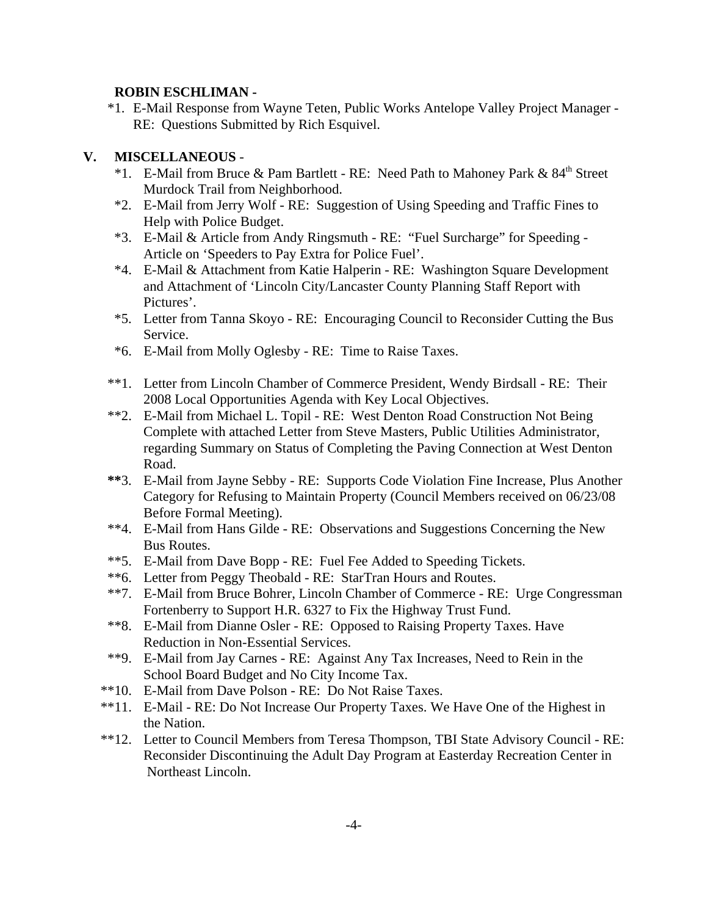**ROBIN ESCHLIMAN -**

*1. E-Mail Response from Wayne Teten, Public Works Antelope Valley Project Manager - RE: Questions Submitted by Rich Esquivel.

## V. MISCELLANEOUS -

*1. E-Mail from Bruce & Pam Bartlett - RE: Need Path to Mahoney Park & 84th Street Murdock Trail from Neighborhood.

*2. E-Mail from Jerry Wolf - RE: Suggestion of Using Speeding and Traffic Fines to Help with Police Budget.

*3. E-Mail & Article from Andy Ringsmuth - RE: "Fuel Surcharge" for Speeding - Article on 'Speeders to Pay Extra for Police Fuel'.

*4. E-Mail & Attachment from Katie Halperin - RE: Washington Square Development and Attachment of 'Lincoln City/Lancaster County Planning Staff Report with Pictures'.

*5. Letter from Tanna Skoyo - RE: Encouraging Council to Reconsider Cutting the Bus Service.

*6. E-Mail from Molly Oglesby - RE: Time to Raise Taxes.

**1. Letter from Lincoln Chamber of Commerce President, Wendy Birdsall - RE: Their 2008 Local Opportunities Agenda with Key Local Objectives.

**2. E-Mail from Michael L. Topil - RE: West Denton Road Construction Not Being Complete with attached Letter from Steve Masters, Public Utilities Administrator, regarding Summary on Status of Completing the Paving Connection at West Denton Road.

**3. E-Mail from Jayne Sebby - RE: Supports Code Violation Fine Increase, Plus Another Category for Refusing to Maintain Property (Council Members received on 06/23/08 Before Formal Meeting).

**4. E-Mail from Hans Gilde - RE: Observations and Suggestions Concerning the New Bus Routes.

**5. E-Mail from Dave Bopp - RE: Fuel Fee Added to Speeding Tickets.

**6. Letter from Peggy Theobald - RE: StarTran Hours and Routes.

**7. E-Mail from Bruce Bohrer, Lincoln Chamber of Commerce - RE: Urge Congressman Fortenberry to Support H.R. 6327 to Fix the Highway Trust Fund.

**8. E-Mail from Dianne Osler - RE: Opposed to Raising Property Taxes. Have Reduction in Non-Essential Services.

**9. E-Mail from Jay Carnes - RE: Against Any Tax Increases, Need to Rein in the School Board Budget and No City Income Tax.

**10. E-Mail from Dave Polson - RE: Do Not Raise Taxes.

**11. E-Mail - RE: Do Not Increase Our Property Taxes. We Have One of the Highest in the Nation.

**12. Letter to Council Members from Teresa Thompson, TBI State Advisory Council - RE: Reconsider Discontinuing the Adult Day Program at Easterday Recreation Center in Northeast Lincoln.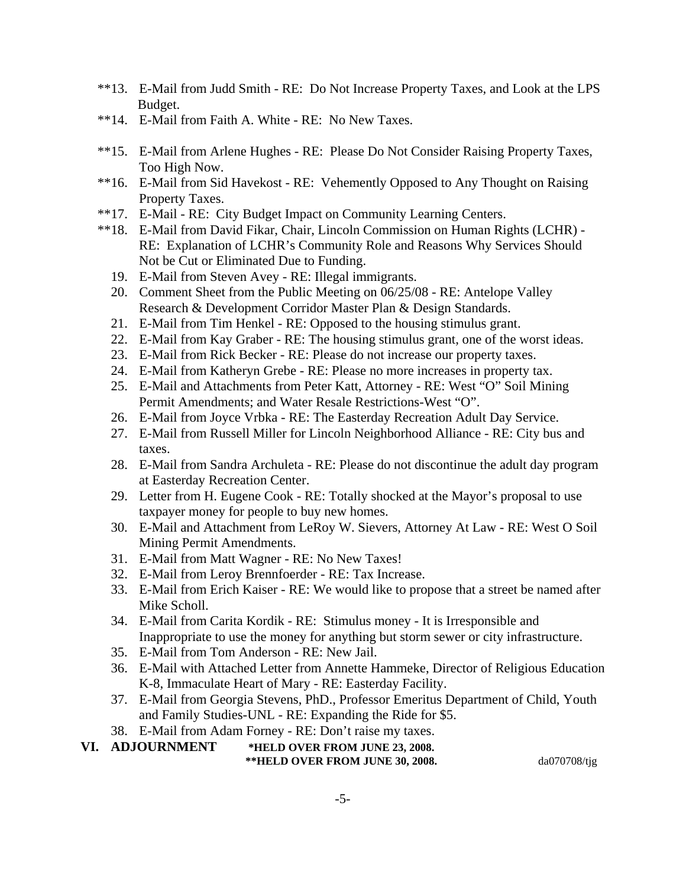**13. E-Mail from Judd Smith - RE: Do Not Increase Property Taxes, and Look at the LPS Budget.

**14. E-Mail from Faith A. White - RE: No New Taxes.

**15. E-Mail from Arlene Hughes - RE: Please Do Not Consider Raising Property Taxes, Too High Now.

**16. E-Mail from Sid Havekost - RE: Vehemently Opposed to Any Thought on Raising Property Taxes.

**17. E-Mail - RE: City Budget Impact on Community Learning Centers.

**18. E-Mail from David Fikar, Chair, Lincoln Commission on Human Rights (LCHR) - RE: Explanation of LCHR's Community Role and Reasons Why Services Should Not be Cut or Eliminated Due to Funding.

19. E-Mail from Steven Avey - RE: Illegal immigrants.
20. Comment Sheet from the Public Meeting on 06/25/08 - RE: Antelope Valley Research & Development Corridor Master Plan & Design Standards.
21. E-Mail from Tim Henkel - RE: Opposed to the housing stimulus grant.
22. E-Mail from Kay Graber - RE: The housing stimulus grant, one of the worst ideas.
23. E-Mail from Rick Becker - RE: Please do not increase our property taxes.
24. E-Mail from Katheryn Grebe - RE: Please no more increases in property tax.
25. E-Mail and Attachments from Peter Katt, Attorney - RE: West "O" Soil Mining Permit Amendments; and Water Resale Restrictions-West "O".
26. E-Mail from Joyce Vrbka - RE: The Easterday Recreation Adult Day Service.
27. E-Mail from Russell Miller for Lincoln Neighborhood Alliance - RE: City bus and taxes.
28. E-Mail from Sandra Archuleta - RE: Please do not discontinue the adult day program at Easterday Recreation Center.
29. Letter from H. Eugene Cook - RE: Totally shocked at the Mayor's proposal to use taxpayer money for people to buy new homes.
30. E-Mail and Attachment from LeRoy W. Sievers, Attorney At Law - RE: West O Soil Mining Permit Amendments.
31. E-Mail from Matt Wagner - RE: No New Taxes!
32. E-Mail from Leroy Brennfoerder - RE: Tax Increase.
33. E-Mail from Erich Kaiser - RE: We would like to propose that a street be named after Mike Scholl.
34. E-Mail from Carita Kordik - RE: Stimulus money - It is Irresponsible and Inappropriate to use the money for anything but storm sewer or city infrastructure.
35. E-Mail from Tom Anderson - RE: New Jail.
36. E-Mail with Attached Letter from Annette Hammeke, Director of Religious Education K-8, Immaculate Heart of Mary - RE: Easterday Facility.
37. E-Mail from Georgia Stevens, PhD., Professor Emeritus Department of Child, Youth and Family Studies-UNL - RE: Expanding the Ride for $5.
38. E-Mail from Adam Forney - RE: Don't raise my taxes.

## VI. ADJOURNMENT

**\*HELD OVER FROM JUNE 23, 2008.**
**\*\*HELD OVER FROM JUNE 30, 2008.**

da070708/tjg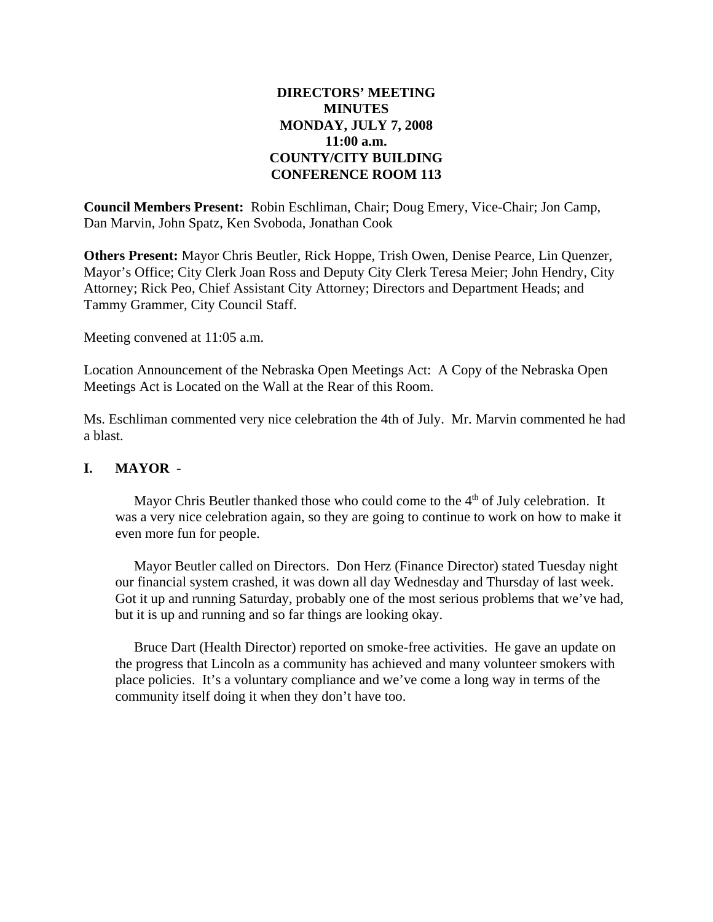**DIRECTORS' MEETING**
**MINUTES**
**MONDAY, JULY 7, 2008**
**11:00 a.m.**
**COUNTY/CITY BUILDING**
**CONFERENCE ROOM 113**

**Council Members Present:** Robin Eschliman, Chair; Doug Emery, Vice-Chair; Jon Camp, Dan Marvin, John Spatz, Ken Svoboda, Jonathan Cook

**Others Present:** Mayor Chris Beutler, Rick Hoppe, Trish Owen, Denise Pearce, Lin Quenzer, Mayor's Office; City Clerk Joan Ross and Deputy City Clerk Teresa Meier; John Hendry, City Attorney; Rick Peo, Chief Assistant City Attorney; Directors and Department Heads; and Tammy Grammer, City Council Staff.

Meeting convened at 11:05 a.m.

Location Announcement of the Nebraska Open Meetings Act: A Copy of the Nebraska Open Meetings Act is Located on the Wall at the Rear of this Room.

Ms. Eschliman commented very nice celebration the 4th of July. Mr. Marvin commented he had a blast.

## I. MAYOR -

Mayor Chris Beutler thanked those who could come to the 4th of July celebration. It was a very nice celebration again, so they are going to continue to work on how to make it even more fun for people.

Mayor Beutler called on Directors. Don Herz (Finance Director) stated Tuesday night our financial system crashed, it was down all day Wednesday and Thursday of last week. Got it up and running Saturday, probably one of the most serious problems that we've had, but it is up and running and so far things are looking okay.

Bruce Dart (Health Director) reported on smoke-free activities. He gave an update on the progress that Lincoln as a community has achieved and many volunteer smokers with place policies. It's a voluntary compliance and we've come a long way in terms of the community itself doing it when they don't have too.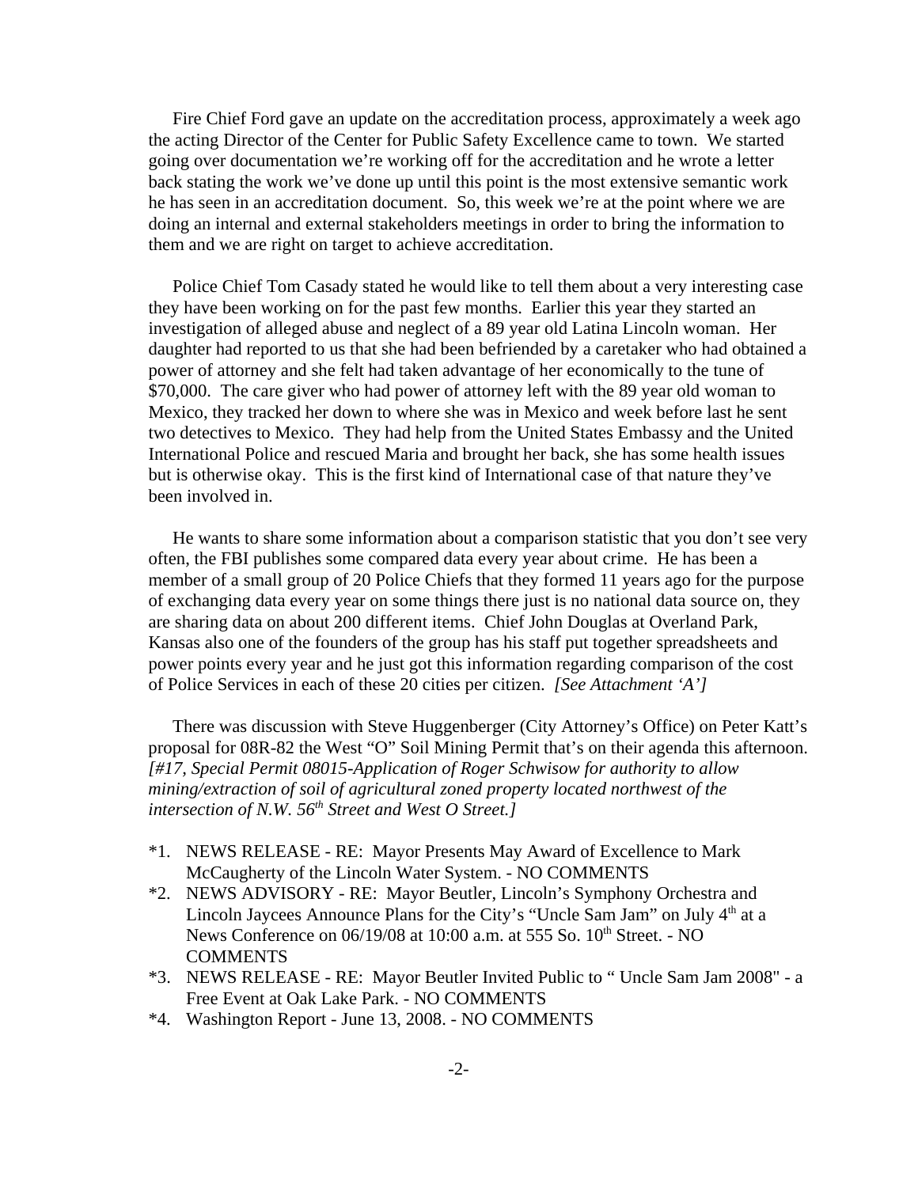Fire Chief Ford gave an update on the accreditation process, approximately a week ago the acting Director of the Center for Public Safety Excellence came to town. We started going over documentation we're working off for the accreditation and he wrote a letter back stating the work we've done up until this point is the most extensive semantic work he has seen in an accreditation document. So, this week we're at the point where we are doing an internal and external stakeholders meetings in order to bring the information to them and we are right on target to achieve accreditation.

Police Chief Tom Casady stated he would like to tell them about a very interesting case they have been working on for the past few months. Earlier this year they started an investigation of alleged abuse and neglect of a 89 year old Latina Lincoln woman. Her daughter had reported to us that she had been befriended by a caretaker who had obtained a power of attorney and she felt had taken advantage of her economically to the tune of $70,000. The care giver who had power of attorney left with the 89 year old woman to Mexico, they tracked her down to where she was in Mexico and week before last he sent two detectives to Mexico. They had help from the United States Embassy and the United International Police and rescued Maria and brought her back, she has some health issues but is otherwise okay. This is the first kind of International case of that nature they've been involved in.

He wants to share some information about a comparison statistic that you don't see very often, the FBI publishes some compared data every year about crime. He has been a member of a small group of 20 Police Chiefs that they formed 11 years ago for the purpose of exchanging data every year on some things there just is no national data source on, they are sharing data on about 200 different items. Chief John Douglas at Overland Park, Kansas also one of the founders of the group has his staff put together spreadsheets and power points every year and he just got this information regarding comparison of the cost of Police Services in each of these 20 cities per citizen. *[See Attachment 'A']*

There was discussion with Steve Huggenberger (City Attorney's Office) on Peter Katt's proposal for 08R-82 the West "O" Soil Mining Permit that's on their agenda this afternoon. *[#17, Special Permit 08015-Application of Roger Schwisow for authority to allow mining/extraction of soil of agricultural zoned property located northwest of the intersection of N.W. 56th Street and West O Street.]*

*1. NEWS RELEASE - RE: Mayor Presents May Award of Excellence to Mark McCaugherty of the Lincoln Water System. - NO COMMENTS

*2. NEWS ADVISORY - RE: Mayor Beutler, Lincoln's Symphony Orchestra and Lincoln Jaycees Announce Plans for the City's "Uncle Sam Jam" on July 4th at a News Conference on 06/19/08 at 10:00 a.m. at 555 So. 10th Street. - NO COMMENTS

*3. NEWS RELEASE - RE: Mayor Beutler Invited Public to " Uncle Sam Jam 2008" - a Free Event at Oak Lake Park. - NO COMMENTS

*4. Washington Report - June 13, 2008. - NO COMMENTS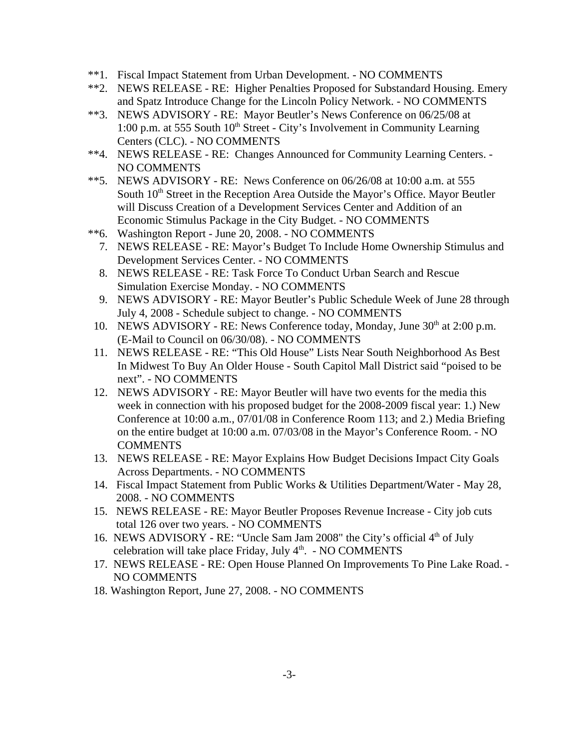**1. Fiscal Impact Statement from Urban Development. - NO COMMENTS

**2. NEWS RELEASE - RE: Higher Penalties Proposed for Substandard Housing. Emery and Spatz Introduce Change for the Lincoln Policy Network. - NO COMMENTS

**3. NEWS ADVISORY - RE: Mayor Beutler's News Conference on 06/25/08 at 1:00 p.m. at 555 South 10th Street - City's Involvement in Community Learning Centers (CLC). - NO COMMENTS

**4. NEWS RELEASE - RE: Changes Announced for Community Learning Centers. - NO COMMENTS

**5. NEWS ADVISORY - RE: News Conference on 06/26/08 at 10:00 a.m. at 555 South 10th Street in the Reception Area Outside the Mayor's Office. Mayor Beutler will Discuss Creation of a Development Services Center and Addition of an Economic Stimulus Package in the City Budget. - NO COMMENTS

**6. Washington Report - June 20, 2008. - NO COMMENTS

7. NEWS RELEASE - RE: Mayor's Budget To Include Home Ownership Stimulus and Development Services Center. - NO COMMENTS

8. NEWS RELEASE - RE: Task Force To Conduct Urban Search and Rescue Simulation Exercise Monday. - NO COMMENTS

9. NEWS ADVISORY - RE: Mayor Beutler's Public Schedule Week of June 28 through July 4, 2008 - Schedule subject to change. - NO COMMENTS

10. NEWS ADVISORY - RE: News Conference today, Monday, June 30th at 2:00 p.m. (E-Mail to Council on 06/30/08). - NO COMMENTS

11. NEWS RELEASE - RE: "This Old House" Lists Near South Neighborhood As Best In Midwest To Buy An Older House - South Capitol Mall District said "poised to be next". - NO COMMENTS

12. NEWS ADVISORY - RE: Mayor Beutler will have two events for the media this week in connection with his proposed budget for the 2008-2009 fiscal year: 1.) New Conference at 10:00 a.m., 07/01/08 in Conference Room 113; and 2.) Media Briefing on the entire budget at 10:00 a.m. 07/03/08 in the Mayor's Conference Room. - NO COMMENTS

13. NEWS RELEASE - RE: Mayor Explains How Budget Decisions Impact City Goals Across Departments. - NO COMMENTS

14. Fiscal Impact Statement from Public Works & Utilities Department/Water - May 28, 2008. - NO COMMENTS

15. NEWS RELEASE - RE: Mayor Beutler Proposes Revenue Increase - City job cuts total 126 over two years. - NO COMMENTS

16. NEWS ADVISORY - RE: "Uncle Sam Jam 2008" the City's official 4th of July celebration will take place Friday, July 4th. - NO COMMENTS

17. NEWS RELEASE - RE: Open House Planned On Improvements To Pine Lake Road. - NO COMMENTS

18. Washington Report, June 27, 2008. - NO COMMENTS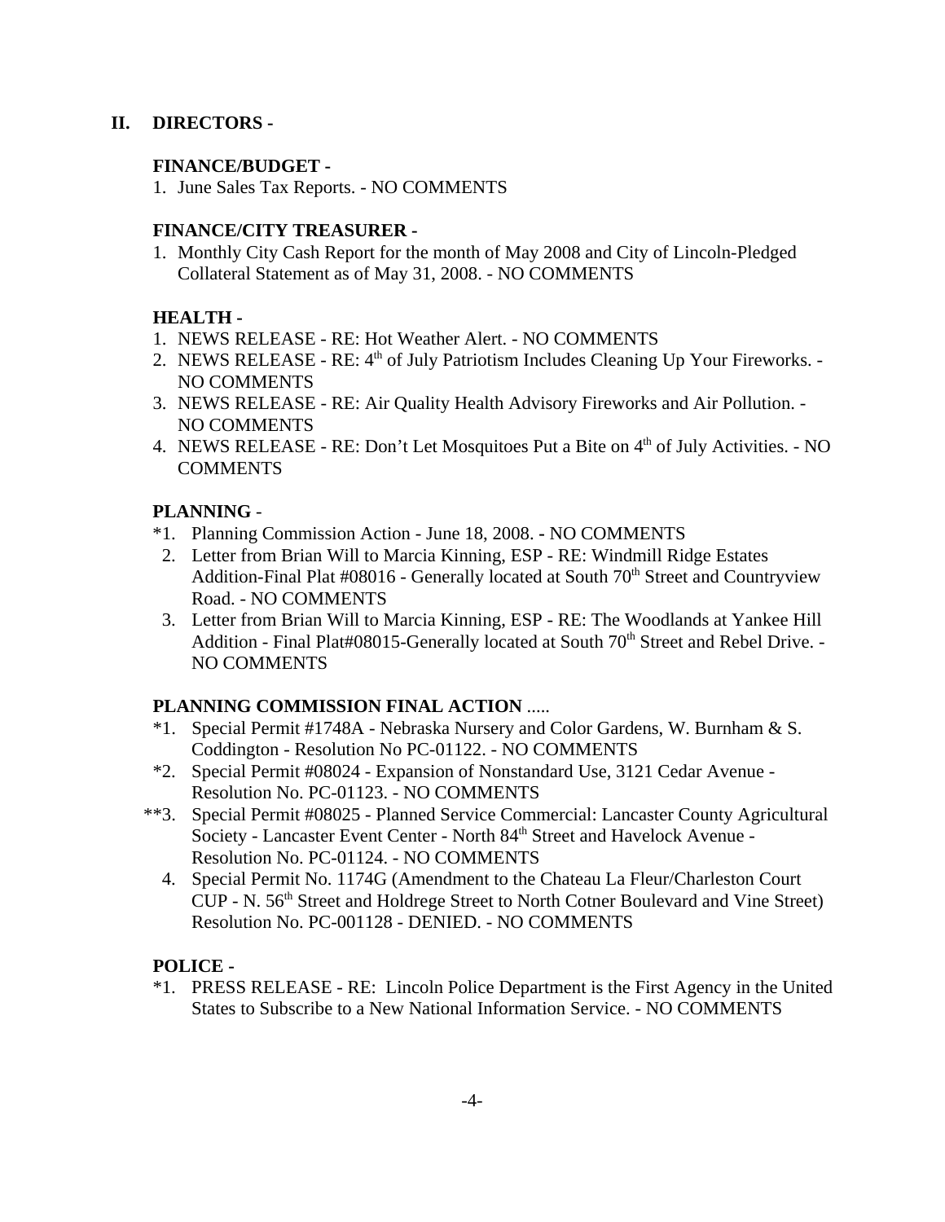## II. DIRECTORS -

### FINANCE/BUDGET -

1. June Sales Tax Reports. - NO COMMENTS

### FINANCE/CITY TREASURER -

1. Monthly City Cash Report for the month of May 2008 and City of Lincoln-Pledged Collateral Statement as of May 31, 2008. - NO COMMENTS

### HEALTH -

1. NEWS RELEASE - RE: Hot Weather Alert. - NO COMMENTS
2. NEWS RELEASE - RE: 4th of July Patriotism Includes Cleaning Up Your Fireworks. - NO COMMENTS
3. NEWS RELEASE - RE: Air Quality Health Advisory Fireworks and Air Pollution. - NO COMMENTS
4. NEWS RELEASE - RE: Don't Let Mosquitoes Put a Bite on 4th of July Activities. - NO COMMENTS

### PLANNING -

*1. Planning Commission Action - June 18, 2008. - NO COMMENTS
 2. Letter from Brian Will to Marcia Kinning, ESP - RE: Windmill Ridge Estates Addition-Final Plat #08016 - Generally located at South 70th Street and Countryview Road. - NO COMMENTS
 3. Letter from Brian Will to Marcia Kinning, ESP - RE: The Woodlands at Yankee Hill Addition - Final Plat#08015-Generally located at South 70th Street and Rebel Drive. - NO COMMENTS

### PLANNING COMMISSION FINAL ACTION .....

*1. Special Permit #1748A - Nebraska Nursery and Color Gardens, W. Burnham & S. Coddington - Resolution No PC-01122. - NO COMMENTS
*2. Special Permit #08024 - Expansion of Nonstandard Use, 3121 Cedar Avenue - Resolution No. PC-01123. - NO COMMENTS
**3. Special Permit #08025 - Planned Service Commercial: Lancaster County Agricultural Society - Lancaster Event Center - North 84th Street and Havelock Avenue - Resolution No. PC-01124. - NO COMMENTS
 4. Special Permit No. 1174G (Amendment to the Chateau La Fleur/Charleston Court CUP - N. 56th Street and Holdrege Street to North Cotner Boulevard and Vine Street) Resolution No. PC-001128 - DENIED. - NO COMMENTS

### POLICE -

*1. PRESS RELEASE - RE: Lincoln Police Department is the First Agency in the United States to Subscribe to a New National Information Service. - NO COMMENTS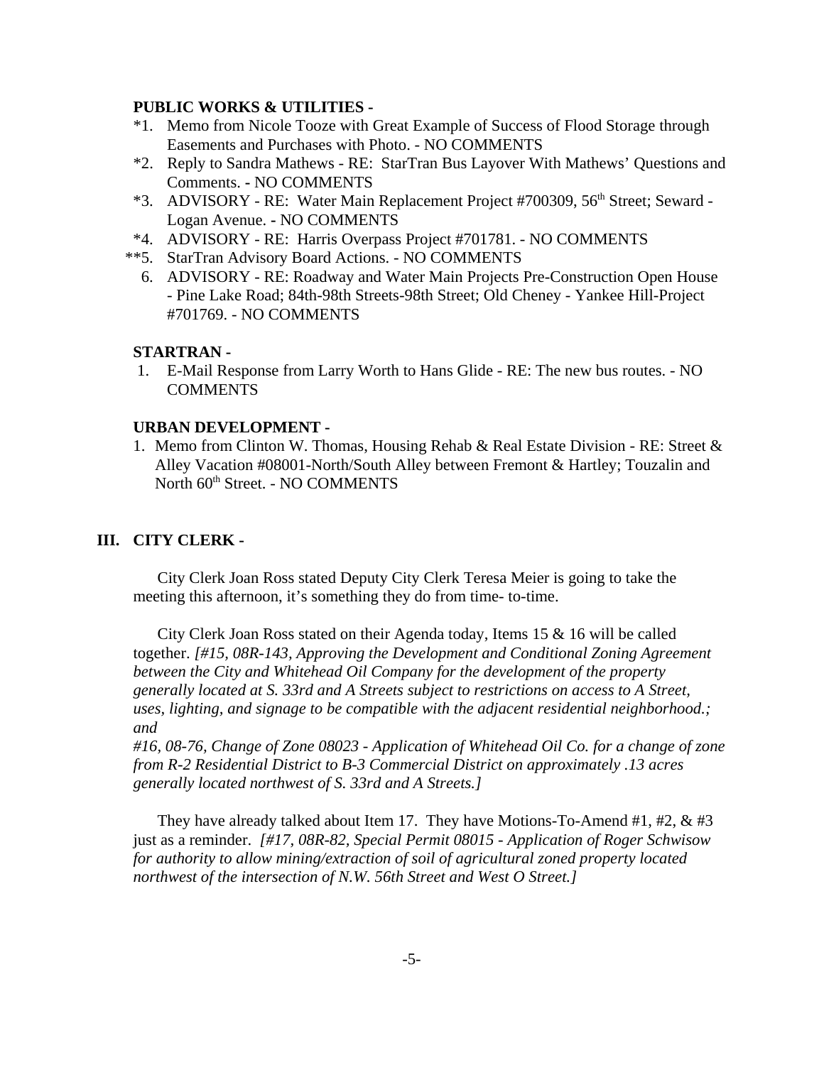**PUBLIC WORKS & UTILITIES -**

*1. Memo from Nicole Tooze with Great Example of Success of Flood Storage through Easements and Purchases with Photo. - NO COMMENTS

*2. Reply to Sandra Mathews - RE: StarTran Bus Layover With Mathews' Questions and Comments. - NO COMMENTS

*3. ADVISORY - RE: Water Main Replacement Project #700309, 56th Street; Seward - Logan Avenue. - NO COMMENTS

*4. ADVISORY - RE: Harris Overpass Project #701781. - NO COMMENTS

**5. StarTran Advisory Board Actions. - NO COMMENTS

6. ADVISORY - RE: Roadway and Water Main Projects Pre-Construction Open House - Pine Lake Road; 84th-98th Streets-98th Street; Old Cheney - Yankee Hill-Project #701769. - NO COMMENTS

**STARTRAN -**

1. E-Mail Response from Larry Worth to Hans Glide - RE: The new bus routes. - NO COMMENTS

**URBAN DEVELOPMENT -**

1. Memo from Clinton W. Thomas, Housing Rehab & Real Estate Division - RE: Street & Alley Vacation #08001-North/South Alley between Fremont & Hartley; Touzalin and North 60th Street. - NO COMMENTS

## III. CITY CLERK -

City Clerk Joan Ross stated Deputy City Clerk Teresa Meier is going to take the meeting this afternoon, it's something they do from time- to-time.

City Clerk Joan Ross stated on their Agenda today, Items 15 & 16 will be called together. *[#15, 08R-143, Approving the Development and Conditional Zoning Agreement between the City and Whitehead Oil Company for the development of the property generally located at S. 33rd and A Streets subject to restrictions on access to A Street, uses, lighting, and signage to be compatible with the adjacent residential neighborhood.; and*
*#16, 08-76, Change of Zone 08023 - Application of Whitehead Oil Co. for a change of zone from R-2 Residential District to B-3 Commercial District on approximately .13 acres generally located northwest of S. 33rd and A Streets.]*

They have already talked about Item 17. They have Motions-To-Amend #1, #2, & #3 just as a reminder. *[#17, 08R-82, Special Permit 08015 - Application of Roger Schwisow for authority to allow mining/extraction of soil of agricultural zoned property located northwest of the intersection of N.W. 56th Street and West O Street.]*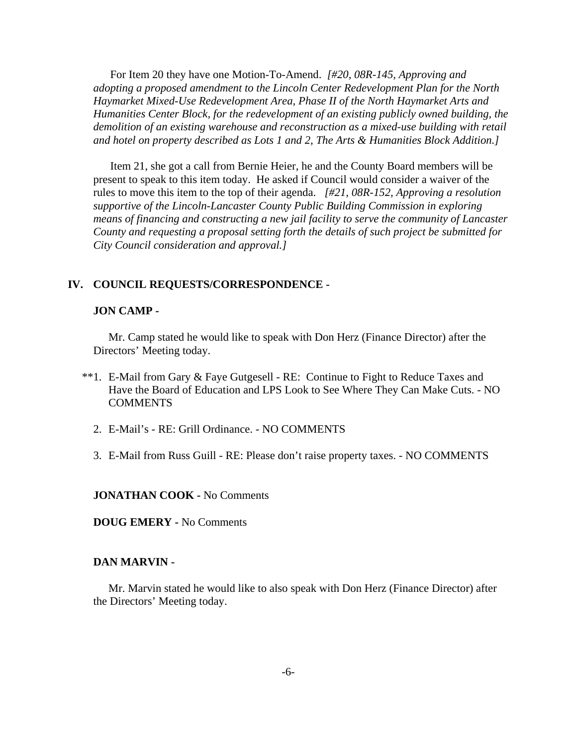For Item 20 they have one Motion-To-Amend. *[#20, 08R-145, Approving and adopting a proposed amendment to the Lincoln Center Redevelopment Plan for the North Haymarket Mixed-Use Redevelopment Area, Phase II of the North Haymarket Arts and Humanities Center Block, for the redevelopment of an existing publicly owned building, the demolition of an existing warehouse and reconstruction as a mixed-use building with retail and hotel on property described as Lots 1 and 2, The Arts & Humanities Block Addition.]*

Item 21, she got a call from Bernie Heier, he and the County Board members will be present to speak to this item today. He asked if Council would consider a waiver of the rules to move this item to the top of their agenda. *[#21, 08R-152, Approving a resolution supportive of the Lincoln-Lancaster County Public Building Commission in exploring means of financing and constructing a new jail facility to serve the community of Lancaster County and requesting a proposal setting forth the details of such project be submitted for City Council consideration and approval.]*

## IV. COUNCIL REQUESTS/CORRESPONDENCE -

**JON CAMP -**

Mr. Camp stated he would like to speak with Don Herz (Finance Director) after the Directors' Meeting today.

**1. E-Mail from Gary & Faye Gutgesell - RE: Continue to Fight to Reduce Taxes and Have the Board of Education and LPS Look to See Where They Can Make Cuts. - NO COMMENTS

2. E-Mail's - RE: Grill Ordinance. - NO COMMENTS

3. E-Mail from Russ Guill - RE: Please don't raise property taxes. - NO COMMENTS

**JONATHAN COOK -** No Comments

**DOUG EMERY -** No Comments

**DAN MARVIN -**

Mr. Marvin stated he would like to also speak with Don Herz (Finance Director) after the Directors' Meeting today.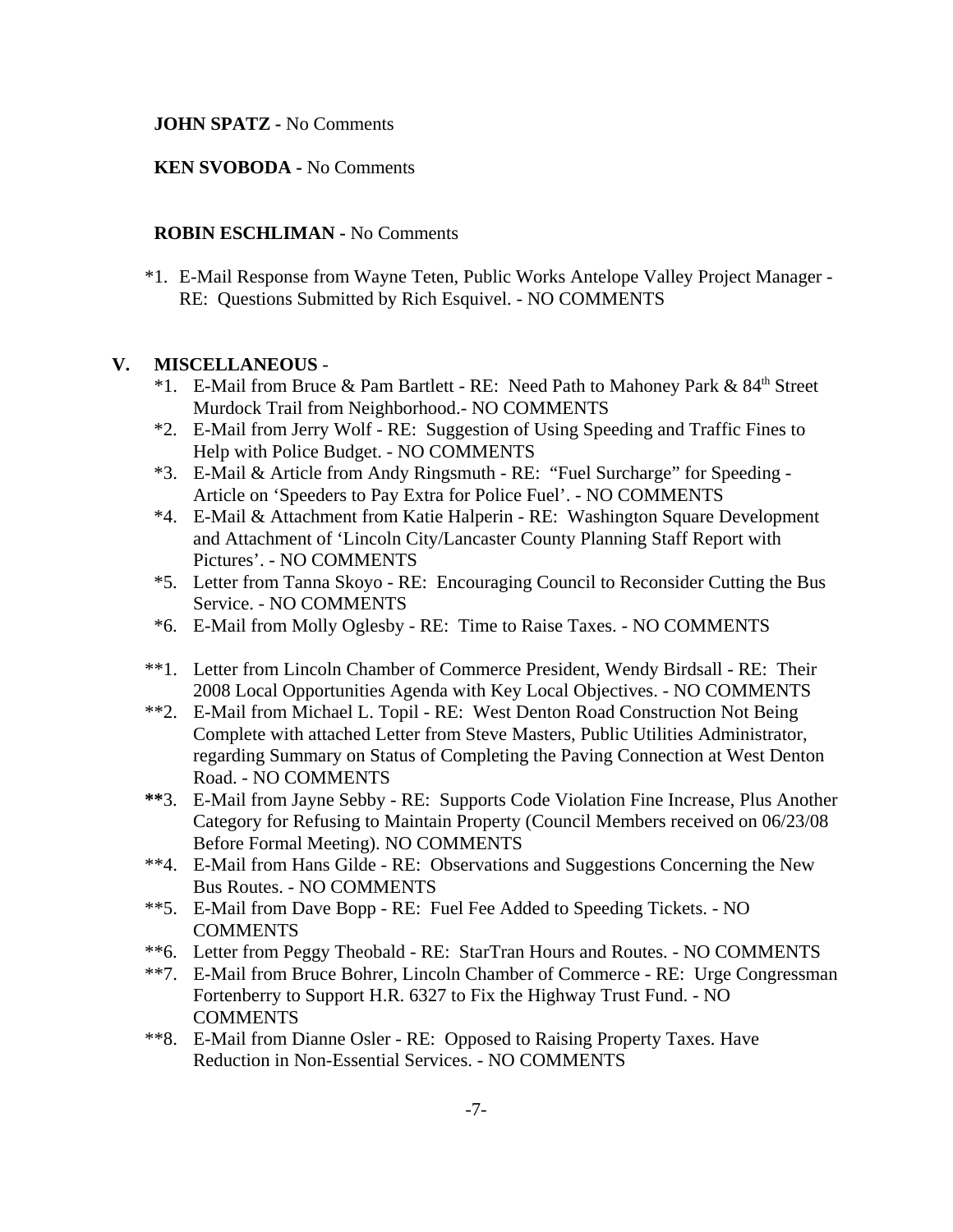**JOHN SPATZ -** No Comments

**KEN SVOBODA -** No Comments

**ROBIN ESCHLIMAN -** No Comments

*1. E-Mail Response from Wayne Teten, Public Works Antelope Valley Project Manager - RE: Questions Submitted by Rich Esquivel. - NO COMMENTS

## V. MISCELLANEOUS -

*1. E-Mail from Bruce & Pam Bartlett - RE: Need Path to Mahoney Park & 84th Street Murdock Trail from Neighborhood.- NO COMMENTS

*2. E-Mail from Jerry Wolf - RE: Suggestion of Using Speeding and Traffic Fines to Help with Police Budget. - NO COMMENTS

*3. E-Mail & Article from Andy Ringsmuth - RE: "Fuel Surcharge" for Speeding - Article on 'Speeders to Pay Extra for Police Fuel'. - NO COMMENTS

*4. E-Mail & Attachment from Katie Halperin - RE: Washington Square Development and Attachment of 'Lincoln City/Lancaster County Planning Staff Report with Pictures'. - NO COMMENTS

*5. Letter from Tanna Skoyo - RE: Encouraging Council to Reconsider Cutting the Bus Service. - NO COMMENTS

*6. E-Mail from Molly Oglesby - RE: Time to Raise Taxes. - NO COMMENTS

**1. Letter from Lincoln Chamber of Commerce President, Wendy Birdsall - RE: Their 2008 Local Opportunities Agenda with Key Local Objectives. - NO COMMENTS

**2. E-Mail from Michael L. Topil - RE: West Denton Road Construction Not Being Complete with attached Letter from Steve Masters, Public Utilities Administrator, regarding Summary on Status of Completing the Paving Connection at West Denton Road. - NO COMMENTS

**3. E-Mail from Jayne Sebby - RE: Supports Code Violation Fine Increase, Plus Another Category for Refusing to Maintain Property (Council Members received on 06/23/08 Before Formal Meeting). NO COMMENTS

**4. E-Mail from Hans Gilde - RE: Observations and Suggestions Concerning the New Bus Routes. - NO COMMENTS

**5. E-Mail from Dave Bopp - RE: Fuel Fee Added to Speeding Tickets. - NO COMMENTS

**6. Letter from Peggy Theobald - RE: StarTran Hours and Routes. - NO COMMENTS

**7. E-Mail from Bruce Bohrer, Lincoln Chamber of Commerce - RE: Urge Congressman Fortenberry to Support H.R. 6327 to Fix the Highway Trust Fund. - NO COMMENTS

**8. E-Mail from Dianne Osler - RE: Opposed to Raising Property Taxes. Have Reduction in Non-Essential Services. - NO COMMENTS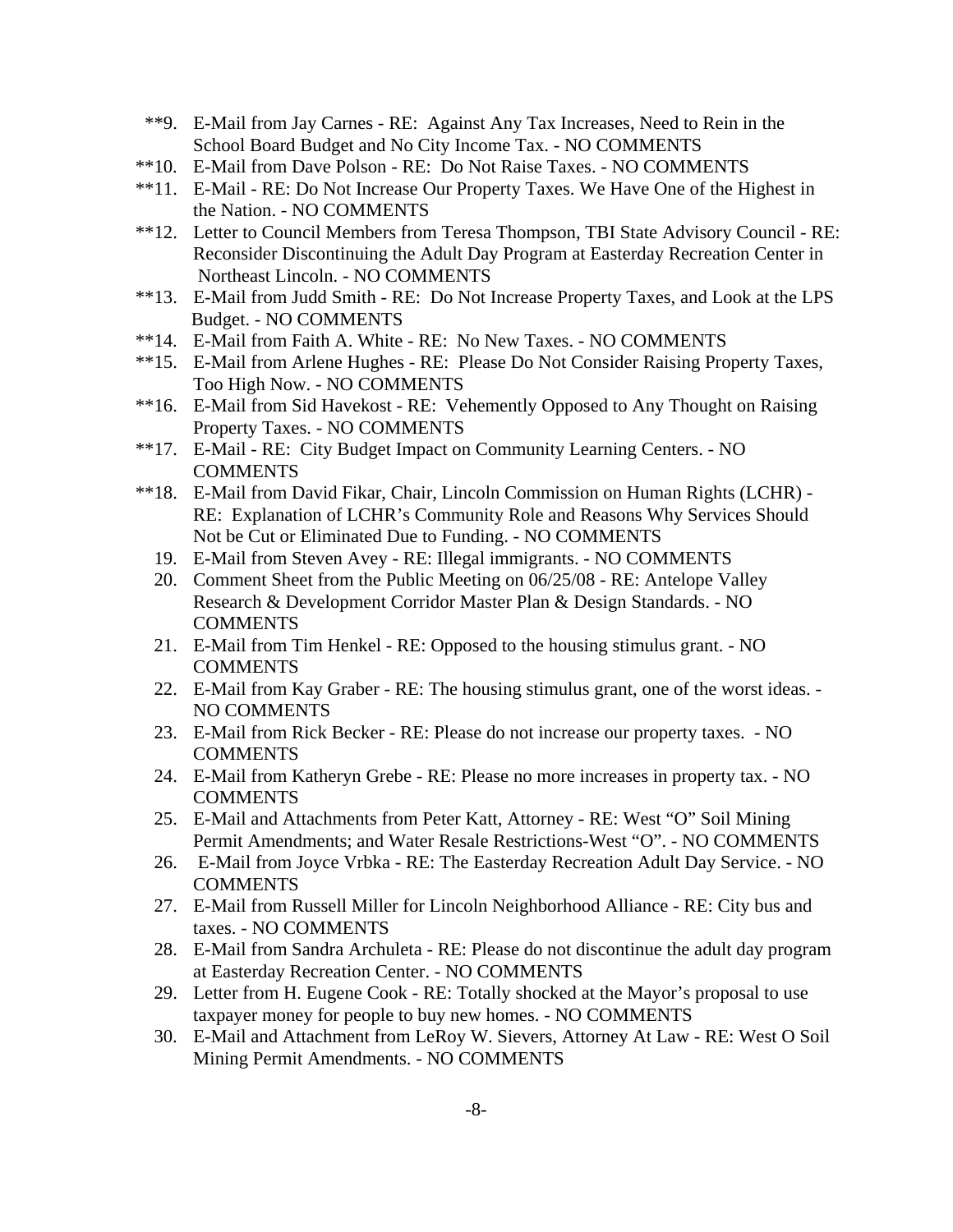**9. E-Mail from Jay Carnes - RE: Against Any Tax Increases, Need to Rein in the School Board Budget and No City Income Tax. - NO COMMENTS

**10. E-Mail from Dave Polson - RE: Do Not Raise Taxes. - NO COMMENTS

**11. E-Mail - RE: Do Not Increase Our Property Taxes. We Have One of the Highest in the Nation. - NO COMMENTS

**12. Letter to Council Members from Teresa Thompson, TBI State Advisory Council - RE: Reconsider Discontinuing the Adult Day Program at Easterday Recreation Center in Northeast Lincoln. - NO COMMENTS

**13. E-Mail from Judd Smith - RE: Do Not Increase Property Taxes, and Look at the LPS Budget. - NO COMMENTS

**14. E-Mail from Faith A. White - RE: No New Taxes. - NO COMMENTS

**15. E-Mail from Arlene Hughes - RE: Please Do Not Consider Raising Property Taxes, Too High Now. - NO COMMENTS

**16. E-Mail from Sid Havekost - RE: Vehemently Opposed to Any Thought on Raising Property Taxes. - NO COMMENTS

**17. E-Mail - RE: City Budget Impact on Community Learning Centers. - NO COMMENTS

**18. E-Mail from David Fikar, Chair, Lincoln Commission on Human Rights (LCHR) - RE: Explanation of LCHR's Community Role and Reasons Why Services Should Not be Cut or Eliminated Due to Funding. - NO COMMENTS

19. E-Mail from Steven Avey - RE: Illegal immigrants. - NO COMMENTS

20. Comment Sheet from the Public Meeting on 06/25/08 - RE: Antelope Valley Research & Development Corridor Master Plan & Design Standards. - NO COMMENTS

21. E-Mail from Tim Henkel - RE: Opposed to the housing stimulus grant. - NO COMMENTS

22. E-Mail from Kay Graber - RE: The housing stimulus grant, one of the worst ideas. - NO COMMENTS

23. E-Mail from Rick Becker - RE: Please do not increase our property taxes. - NO COMMENTS

24. E-Mail from Katheryn Grebe - RE: Please no more increases in property tax. - NO COMMENTS

25. E-Mail and Attachments from Peter Katt, Attorney - RE: West "O" Soil Mining Permit Amendments; and Water Resale Restrictions-West "O". - NO COMMENTS

26. E-Mail from Joyce Vrbka - RE: The Easterday Recreation Adult Day Service. - NO COMMENTS

27. E-Mail from Russell Miller for Lincoln Neighborhood Alliance - RE: City bus and taxes. - NO COMMENTS

28. E-Mail from Sandra Archuleta - RE: Please do not discontinue the adult day program at Easterday Recreation Center. - NO COMMENTS

29. Letter from H. Eugene Cook - RE: Totally shocked at the Mayor's proposal to use taxpayer money for people to buy new homes. - NO COMMENTS

30. E-Mail and Attachment from LeRoy W. Sievers, Attorney At Law - RE: West O Soil Mining Permit Amendments. - NO COMMENTS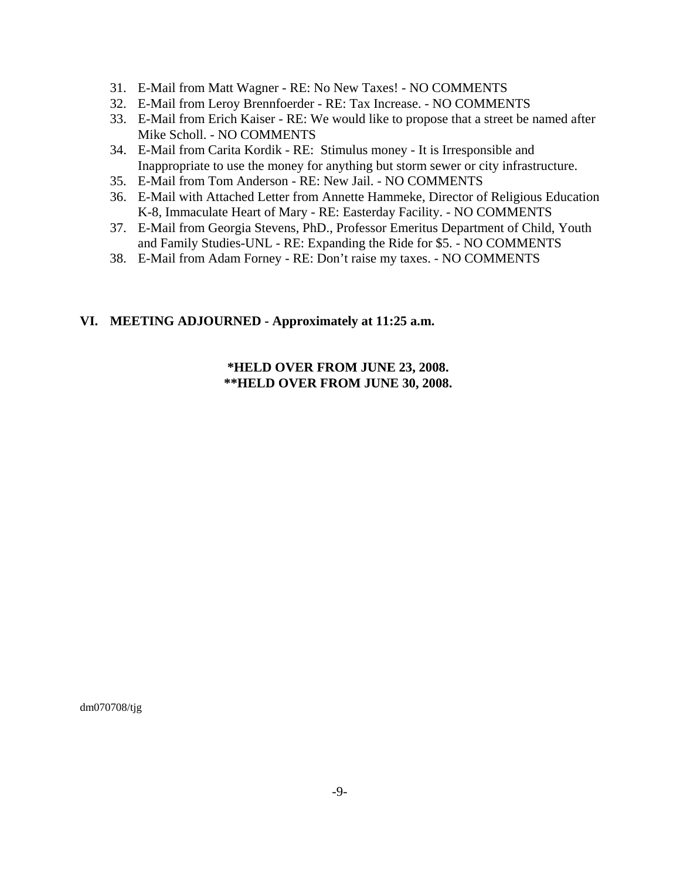31. E-Mail from Matt Wagner - RE: No New Taxes! - NO COMMENTS
32. E-Mail from Leroy Brennfoerder - RE: Tax Increase. - NO COMMENTS
33. E-Mail from Erich Kaiser - RE: We would like to propose that a street be named after Mike Scholl. - NO COMMENTS
34. E-Mail from Carita Kordik - RE: Stimulus money - It is Irresponsible and Inappropriate to use the money for anything but storm sewer or city infrastructure.
35. E-Mail from Tom Anderson - RE: New Jail. - NO COMMENTS
36. E-Mail with Attached Letter from Annette Hammeke, Director of Religious Education K-8, Immaculate Heart of Mary - RE: Easterday Facility. - NO COMMENTS
37. E-Mail from Georgia Stevens, PhD., Professor Emeritus Department of Child, Youth and Family Studies-UNL - RE: Expanding the Ride for $5. - NO COMMENTS
38. E-Mail from Adam Forney - RE: Don't raise my taxes. - NO COMMENTS

## VI. MEETING ADJOURNED - Approximately at 11:25 a.m.

**\*HELD OVER FROM JUNE 23, 2008.**
**\*\*HELD OVER FROM JUNE 30, 2008.**

dm070708/tjg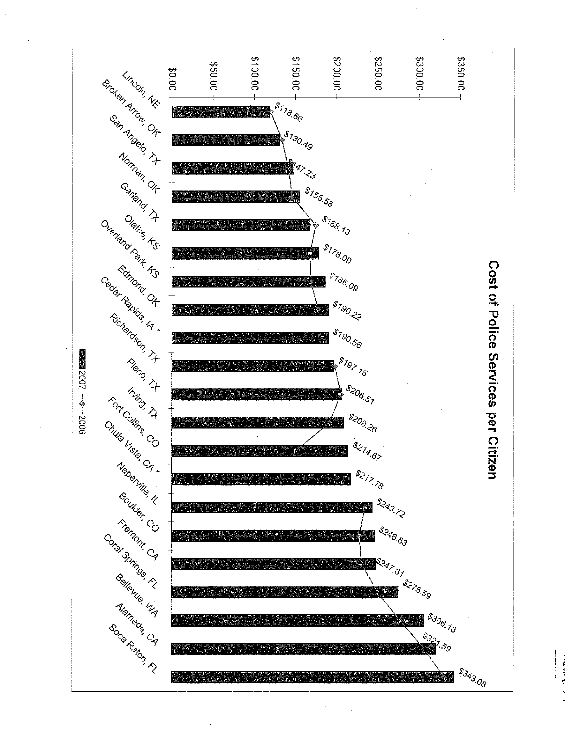# Cost of Police Services per Citizen

$350.00
$300.00
$250.00
$200.00
$150.00
$100.00
$50.00
$0.00

Lincoln, NE
Broken Arrow, OK
San Angelo, TX
Norman, OK
Garland, TX
Olathe, KS
Overland Park, KS
Edmond, OK
Cedar Rapids, IA *
Richardson, TX
Plano, TX
Irving, TX
Fort Collins, CO
Chula Vista, CA *
Naperville, IL
Boulder, CO
Fremont, CA
Coral Springs, FL
Bellevue, WA
Alameda, CA
Boca Raton, FL

$118.66
$130.49
$147.23
$155.58
$168.13
$178.09
$186.09
$190.22
$190.56
$197.15
$206.51
$209.26
$214.67
$217.78
$243.72
$246.63
$247.81
$275.59
$306.18
$321.59
$343.08

2007 — 2006